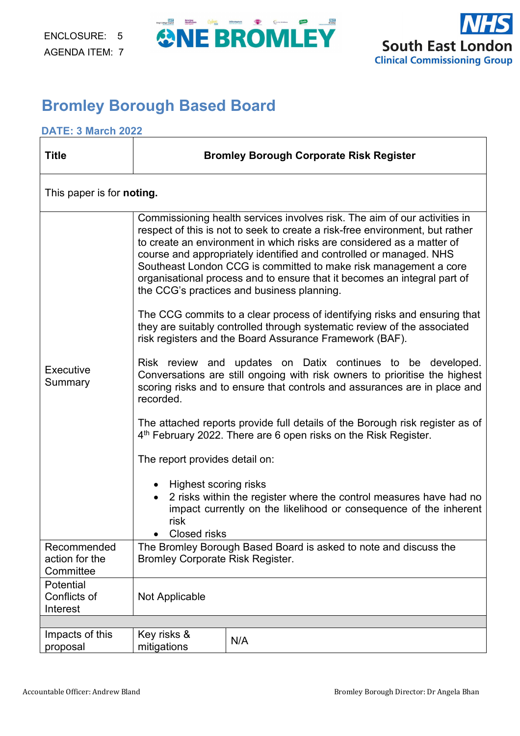ENCLOSURE: 5
AGENDA ITEM: 7

ONE BROMLEY

NHS South East London Clinical Commissioning Group

# Bromley Borough Based Board

**DATE: 3 March 2022**

| **Title** | **Bromley Borough Corporate Risk Register** | |
|---|---|---|
| This paper is for **noting.** | | |
| Executive Summary | Commissioning health services involves risk. The aim of our activities in respect of this is not to seek to create a risk-free environment, but rather to create an environment in which risks are considered as a matter of course and appropriately identified and controlled or managed. NHS Southeast London CCG is committed to make risk management a core organisational process and to ensure that it becomes an integral part of the CCG's practices and business planning.<br><br>The CCG commits to a clear process of identifying risks and ensuring that they are suitably controlled through systematic review of the associated risk registers and the Board Assurance Framework (BAF).<br><br>Risk review and updates on Datix continues to be developed. Conversations are still ongoing with risk owners to prioritise the highest scoring risks and to ensure that controls and assurances are in place and recorded.<br><br>The attached reports provide full details of the Borough risk register as of 4th February 2022. There are 6 open risks on the Risk Register.<br><br>The report provides detail on:<br><br>• Highest scoring risks<br>• 2 risks within the register where the control measures have had no impact currently on the likelihood or consequence of the inherent risk<br>• Closed risks | |
| Recommended action for the Committee | The Bromley Borough Based Board is asked to note and discuss the Bromley Corporate Risk Register. | |
| Potential Conflicts of Interest | Not Applicable | |
| | | |
| Impacts of this proposal | Key risks & mitigations | N/A |

Accountable Officer: Andrew Bland

Bromley Borough Director: Dr Angela Bhan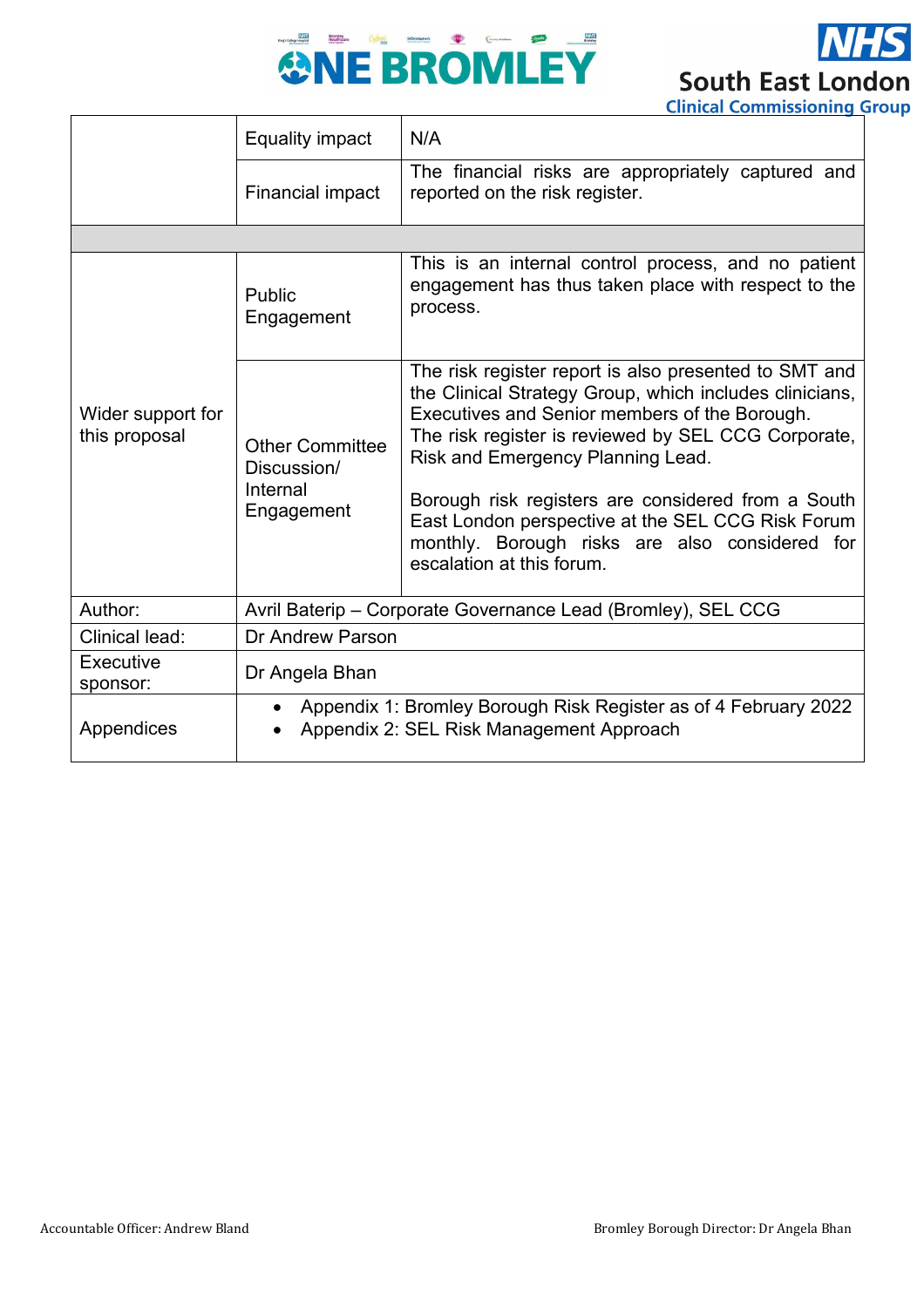|  | Equality impact | N/A |
|---|---|---|
|  | Financial impact | The financial risks are appropriately captured and reported on the risk register. |
|  |  |  |
| Wider support for this proposal | Public Engagement | This is an internal control process, and no patient engagement has thus taken place with respect to the process. |
|  | Other Committee Discussion/ Internal Engagement | The risk register report is also presented to SMT and the Clinical Strategy Group, which includes clinicians, Executives and Senior members of the Borough. The risk register is reviewed by SEL CCG Corporate, Risk and Emergency Planning Lead.<br><br>Borough risk registers are considered from a South East London perspective at the SEL CCG Risk Forum monthly. Borough risks are also considered for escalation at this forum. |
| Author: | Avril Baterip – Corporate Governance Lead (Bromley), SEL CCG | |
| Clinical lead: | Dr Andrew Parson | |
| Executive sponsor: | Dr Angela Bhan | |
| Appendices | • Appendix 1: Bromley Borough Risk Register as of 4 February 2022<br>• Appendix 2: SEL Risk Management Approach | |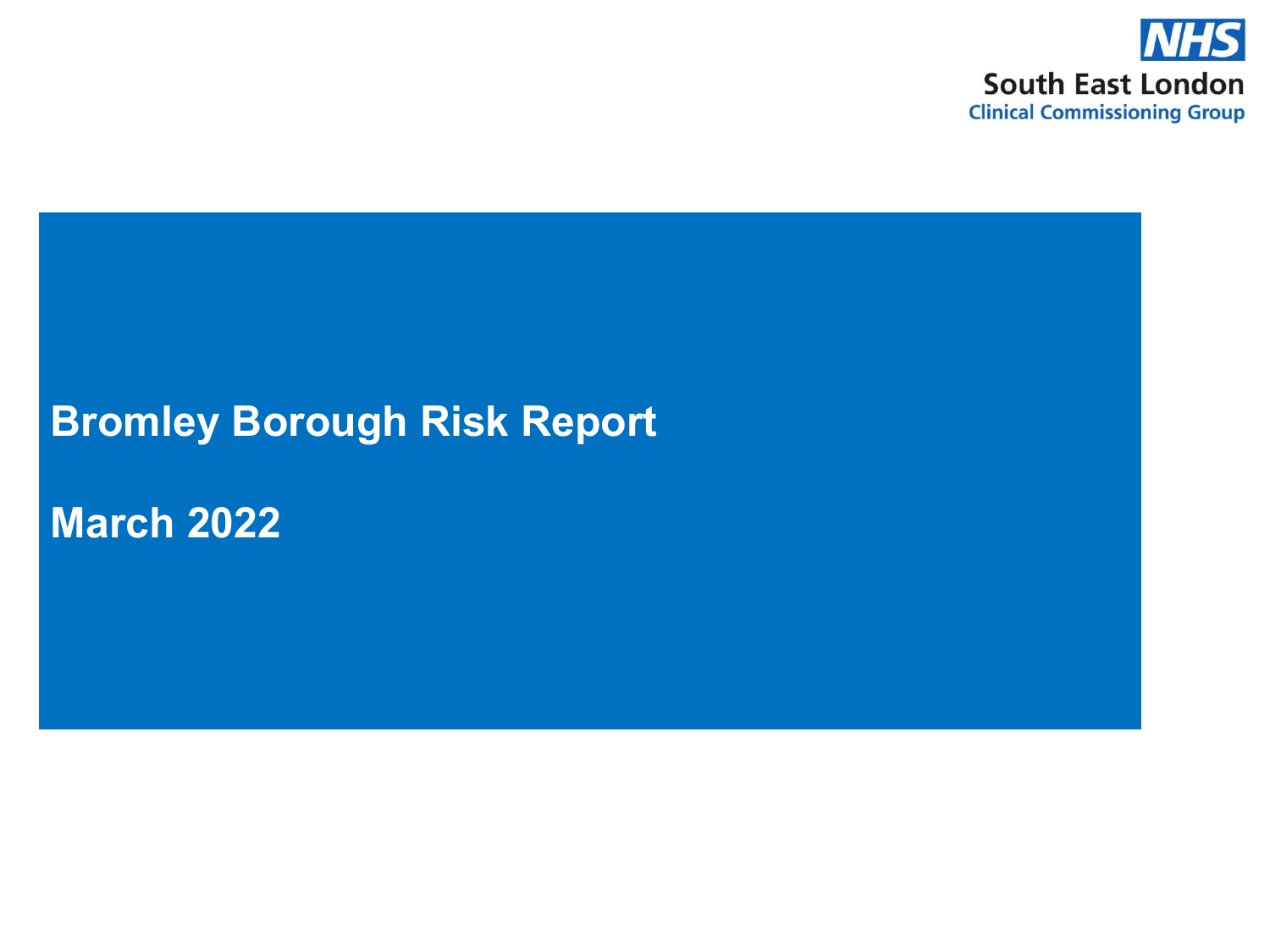NHS
South East London
Clinical Commissioning Group

# Bromley Borough Risk Report

## March 2022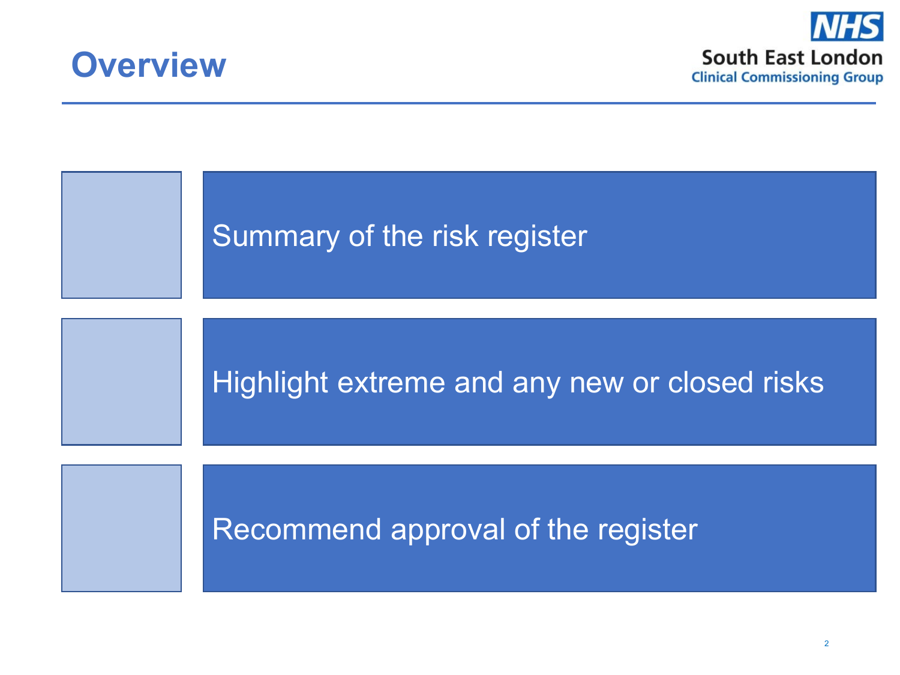# Overview

South East London Clinical Commissioning Group

- Summary of the risk register
- Highlight extreme and any new or closed risks
- Recommend approval of the register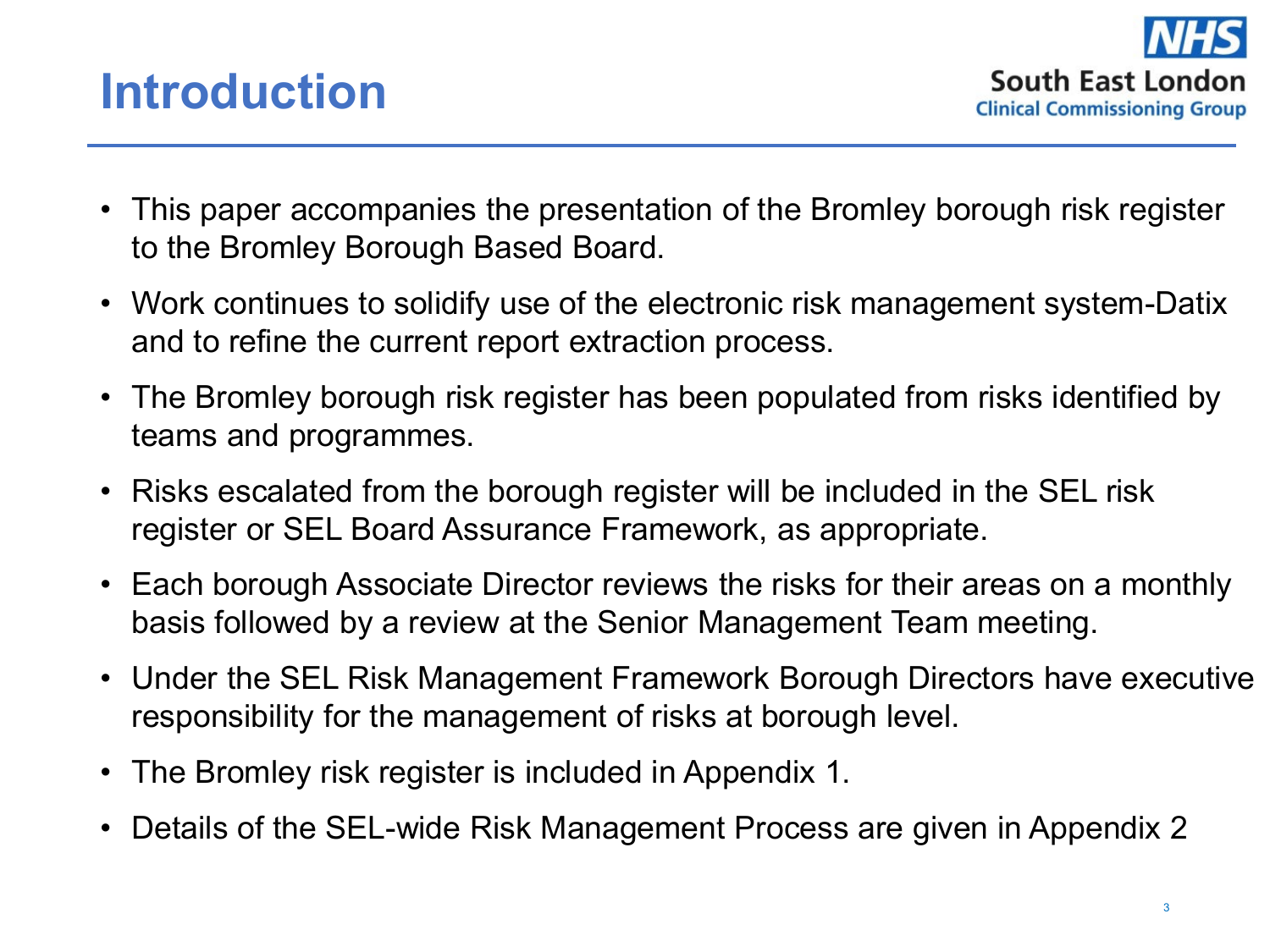# Introduction

- This paper accompanies the presentation of the Bromley borough risk register to the Bromley Borough Based Board.
- Work continues to solidify use of the electronic risk management system-Datix and to refine the current report extraction process.
- The Bromley borough risk register has been populated from risks identified by teams and programmes.
- Risks escalated from the borough register will be included in the SEL risk register or SEL Board Assurance Framework, as appropriate.
- Each borough Associate Director reviews the risks for their areas on a monthly basis followed by a review at the Senior Management Team meeting.
- Under the SEL Risk Management Framework Borough Directors have executive responsibility for the management of risks at borough level.
- The Bromley risk register is included in Appendix 1.
- Details of the SEL-wide Risk Management Process are given in Appendix 2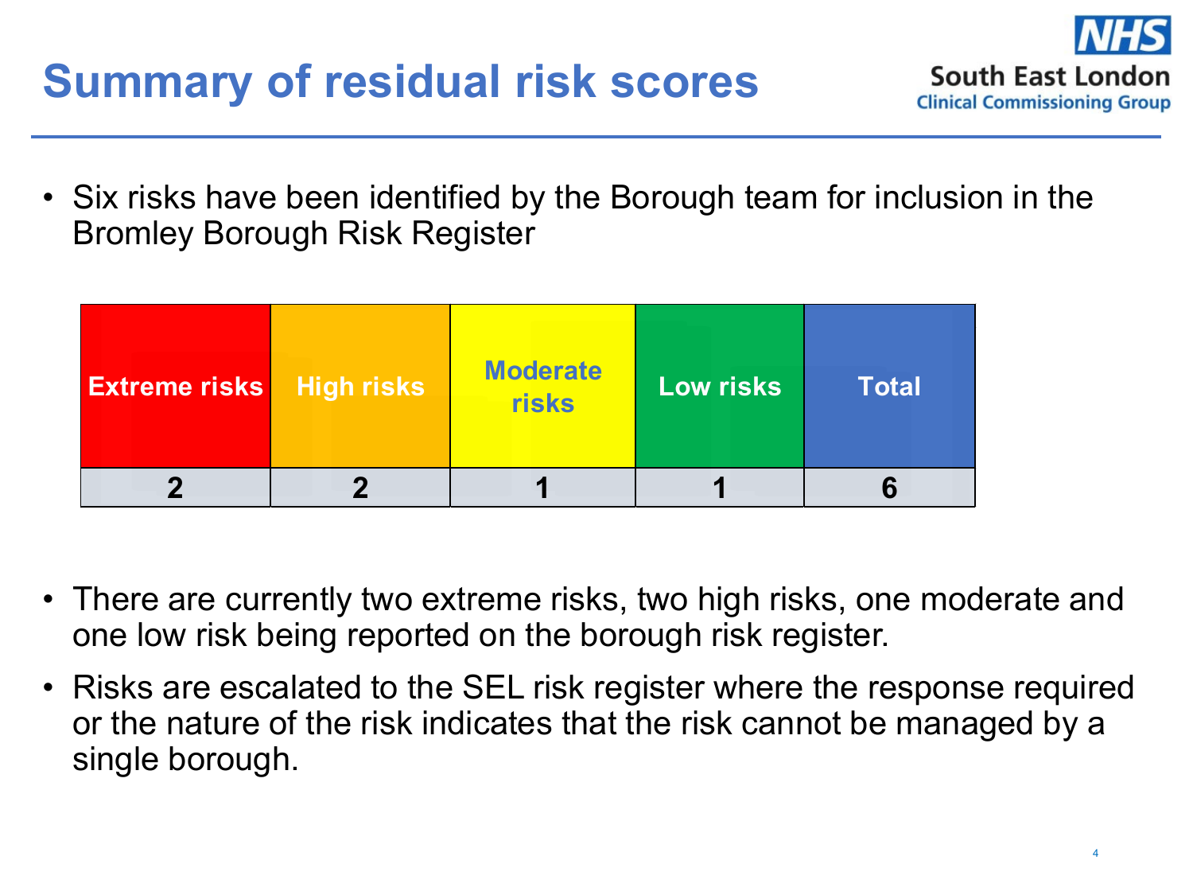# Summary of residual risk scores

- Six risks have been identified by the Borough team for inclusion in the Bromley Borough Risk Register

| Extreme risks | High risks | Moderate risks | Low risks | Total |
|---|---|---|---|---|
| 2 | 2 | 1 | 1 | 6 |

- There are currently two extreme risks, two high risks, one moderate and one low risk being reported on the borough risk register.
- Risks are escalated to the SEL risk register where the response required or the nature of the risk indicates that the risk cannot be managed by a single borough.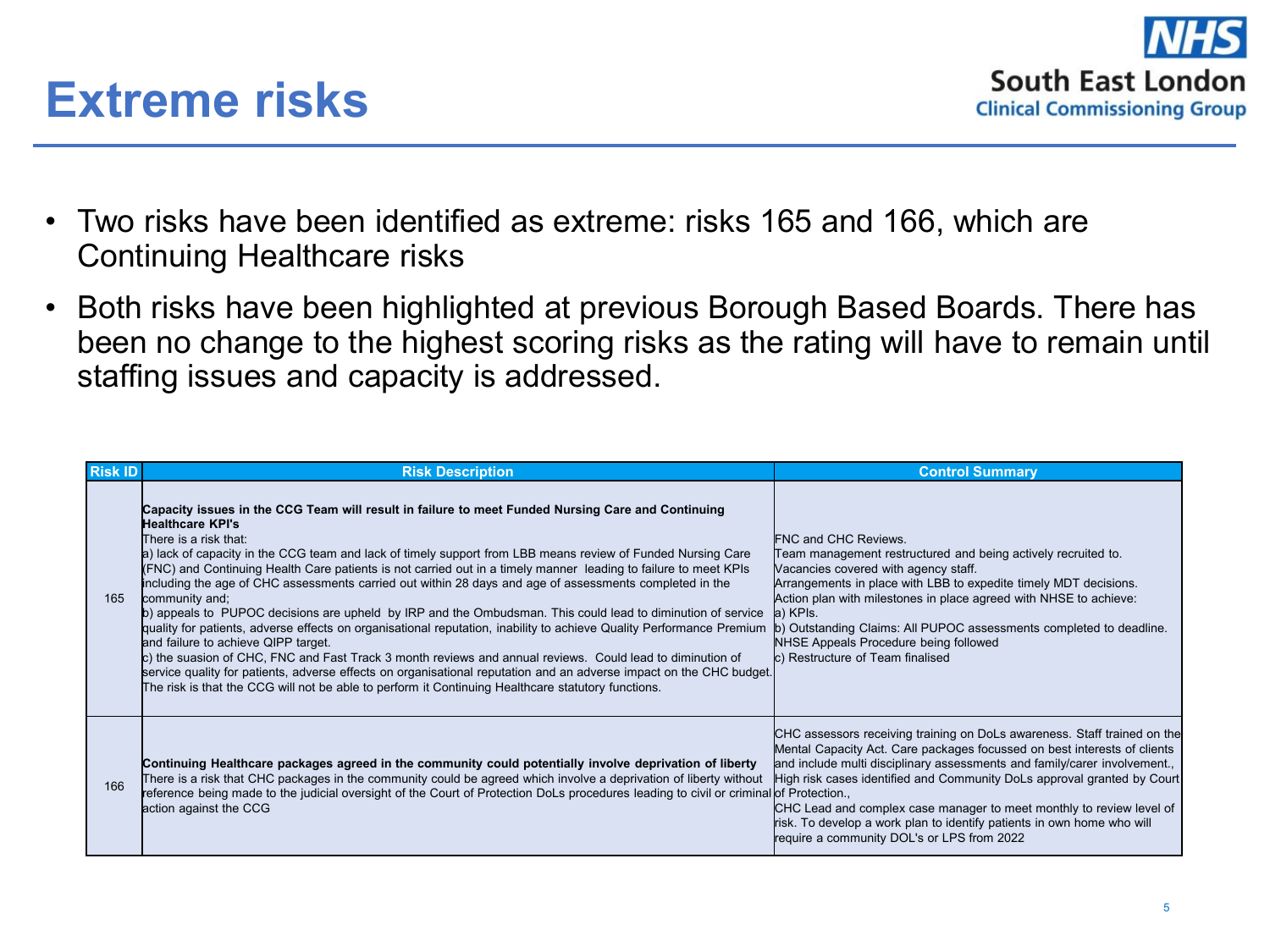# Extreme risks

- Two risks have been identified as extreme: risks 165 and 166, which are Continuing Healthcare risks
- Both risks have been highlighted at previous Borough Based Boards. There has been no change to the highest scoring risks as the rating will have to remain until staffing issues and capacity is addressed.

| Risk ID | Risk Description | Control Summary |
|---|---|---|
| 165 | **Capacity issues in the CCG Team will result in failure to meet Funded Nursing Care and Continuing Healthcare KPI's**<br>There is a risk that:<br>a) lack of capacity in the CCG team and lack of timely support from LBB means review of Funded Nursing Care (FNC) and Continuing Health Care patients is not carried out in a timely manner leading to failure to meet KPIs including the age of CHC assessments carried out within 28 days and age of assessments completed in the community and;<br>b) appeals to PUPOC decisions are upheld by IRP and the Ombudsman. This could lead to diminution of service quality for patients, adverse effects on organisational reputation, inability to achieve Quality Performance Premium and failure to achieve QIPP target.<br>c) the suasion of CHC, FNC and Fast Track 3 month reviews and annual reviews. Could lead to diminution of service quality for patients, adverse effects on organisational reputation and an adverse impact on the CHC budget. The risk is that the CCG will not be able to perform it Continuing Healthcare statutory functions. | FNC and CHC Reviews.<br>Team management restructured and being actively recruited to.<br>Vacancies covered with agency staff.<br>Arrangements in place with LBB to expedite timely MDT decisions.<br>Action plan with milestones in place agreed with NHSE to achieve:<br>a) KPIs.<br>b) Outstanding Claims: All PUPOC assessments completed to deadline. NHSE Appeals Procedure being followed<br>c) Restructure of Team finalised |
| 166 | **Continuing Healthcare packages agreed in the community could potentially involve deprivation of liberty**<br>There is a risk that CHC packages in the community could be agreed which involve a deprivation of liberty without reference being made to the judicial oversight of the Court of Protection DoLs procedures leading to civil or criminal action against the CCG | CHC assessors receiving training on DoLs awareness. Staff trained on the Mental Capacity Act. Care packages focussed on best interests of clients and include multi disciplinary assessments and family/carer involvement., High risk cases identified and Community DoLs approval granted by Court of Protection.,<br>CHC Lead and complex case manager to meet monthly to review level of risk. To develop a work plan to identify patients in own home who will require a community DOL's or LPS from 2022 |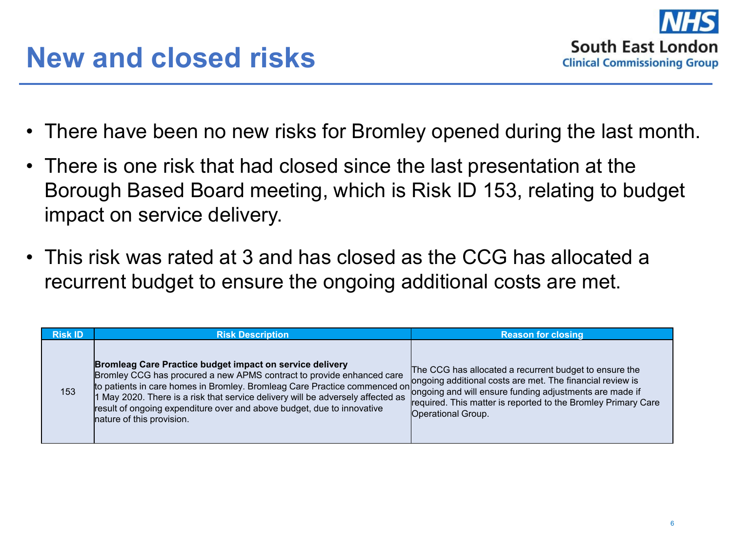# New and closed risks

- There have been no new risks for Bromley opened during the last month.
- There is one risk that had closed since the last presentation at the Borough Based Board meeting, which is Risk ID 153, relating to budget impact on service delivery.
- This risk was rated at 3 and has closed as the CCG has allocated a recurrent budget to ensure the ongoing additional costs are met.

| Risk ID | Risk Description | Reason for closing |
|---|---|---|
| 153 | **Bromleag Care Practice budget impact on service delivery** Bromley CCG has procured a new APMS contract to provide enhanced care to patients in care homes in Bromley. Bromleag Care Practice commenced on 1 May 2020. There is a risk that service delivery will be adversely affected as result of ongoing expenditure over and above budget, due to innovative nature of this provision. | The CCG has allocated a recurrent budget to ensure the ongoing additional costs are met. The financial review is ongoing and will ensure funding adjustments are made if required. This matter is reported to the Bromley Primary Care Operational Group. |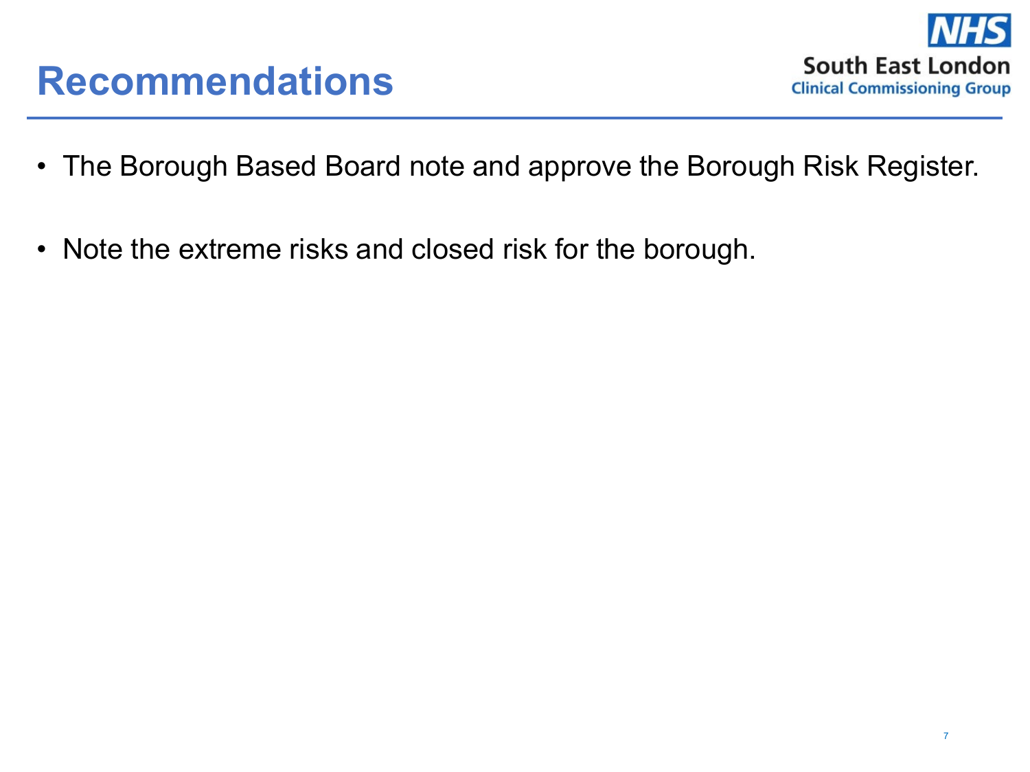# Recommendations

- The Borough Based Board note and approve the Borough Risk Register.
- Note the extreme risks and closed risk for the borough.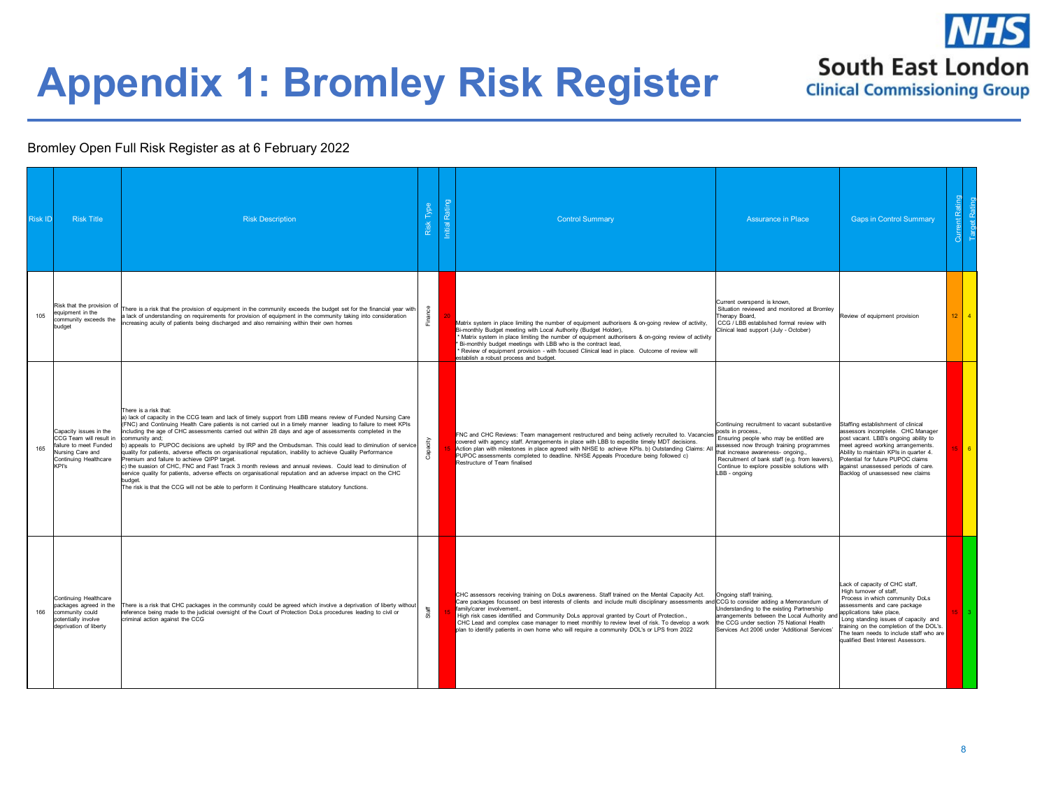# Appendix 1: Bromley Risk Register

Bromley Open Full Risk Register as at 6 February 2022

| Risk ID | Risk Title | Risk Description | Risk Type | Initial Rating | Control Summary | Assurance in Place | Gaps in Control Summary | Current Rating | Target Rating |
|---|---|---|---|---|---|---|---|---|---|
| 105 | Risk that the provision of equipment in the community exceeds the budget | There is a risk that the provision of equipment in the community exceeds the budget set for the financial year with a lack of understanding on requirements for provision of equipment in the community taking into consideration increasing acuity of patients being discharged and also remaining within their own homes | Finance | 20 | Matrix system in place limiting the number of equipment authorisers & on-going review of activity, Bi-monthly Budget meeting with Local Authority (Budget Holder),<br>* Matrix system in place limiting the number of equipment authorisers & on-going review of activity<br>* Bi-monthly budget meetings with LBB who is the contract lead,<br>* Review of equipment provision - with focused Clinical lead in place. Outcome of review will establish a robust process and budget. | Current overspend is known,<br>Situation reviewed and monitored at Bromley Therapy Board,<br>CCG / LBB established formal review with Clinical lead support (July - October) | Review of equipment provision | 12 | 4 |
| 165 | Capacity issues in the CCG Team will result in failure to meet Funded Nursing Care and Continuing Healthcare KPI's | There is a risk that:<br>a) lack of capacity in the CCG team and lack of timely support from LBB means review of Funded Nursing Care (FNC) and Continuing Health Care patients is not carried out in a timely manner leading to failure to meet KPIs including the age of CHC assessments carried out within 28 days and age of assessments completed in the community and;<br>b) appeals to PUPOC decisions are upheld by IRP and the Ombudsman. This could lead to diminution of service quality for patients, adverse effects on organisational reputation, inability to achieve Quality Performance Premium and failure to achieve QIPP target.<br>c) the suasion of CHC, FNC and Fast Track 3 month reviews and annual reviews. Could lead to diminution of service quality for patients, adverse effects on organisational reputation and an adverse impact on the CHC budget.<br>The risk is that the CCG will not be able to perform it Continuing Healthcare statutory functions. | Capacity | 15 | FNC and CHC Reviews: Team management restructured and being actively recruited to. Vacancies covered with agency staff. Arrangements in place with LBB to expedite timely MDT decisions. Action plan with milestones in place agreed with NHSE to achieve KPIs. b) Outstanding Claims: All PUPOC assessments completed to deadline. NHSE Appeals Procedure being followed c) Restructure of Team finalised | Continuing recruitment to vacant substantive posts in process.,<br>Ensuring people who may be entitled are assessed now through training programmes that increase awareness- ongoing.,<br>Recruitment of bank staff (e.g. from leavers),<br>Continue to explore possible solutions with LBB - ongoing | Staffing establishment of clinical assessors incomplete. CHC Manager post vacant. LBB's ongoing ability to meet agreed working arrangements. Ability to maintain KPIs in quarter 4. Potential for future PUPOC claims against unassessed periods of care. Backlog of unassessed new claims | 15 | 6 |
| 166 | Continuing Healthcare packages agreed in the community could potentially involve deprivation of liberty | There is a risk that CHC packages in the community could be agreed which involve a deprivation of liberty without reference being made to the judicial oversight of the Court of Protection DoLs procedures leading to civil or criminal action against the CCG | Staff | 15 | CHC assessors receiving training on DoLs awareness. Staff trained on the Mental Capacity Act. Care packages focussed on best interests of clients and include multi disciplinary assessments and family/carer involvement.,<br>High risk cases identified and Community DoLs approval granted by Court of Protection.,<br>CHC Lead and complex case manager to meet monthly to review level of risk. To develop a work plan to identify patients in own home who will require a community DOL's or LPS from 2022 | Ongoing staff training,<br>CCG to consider adding a Memorandum of Understanding to the existing Partnership arrangements between the Local Authority and the CCG under section 75 National Health Services Act 2006 under 'Additional Services' | Lack of capacity of CHC staff,<br>High turnover of staff,<br>Process in which community DoLs assessments and care package applications take place,<br>Long standing issues of capacity and training on the completion of the DOL's. The team needs to include staff who are qualified Best Interest Assessors. | 15 | 3 |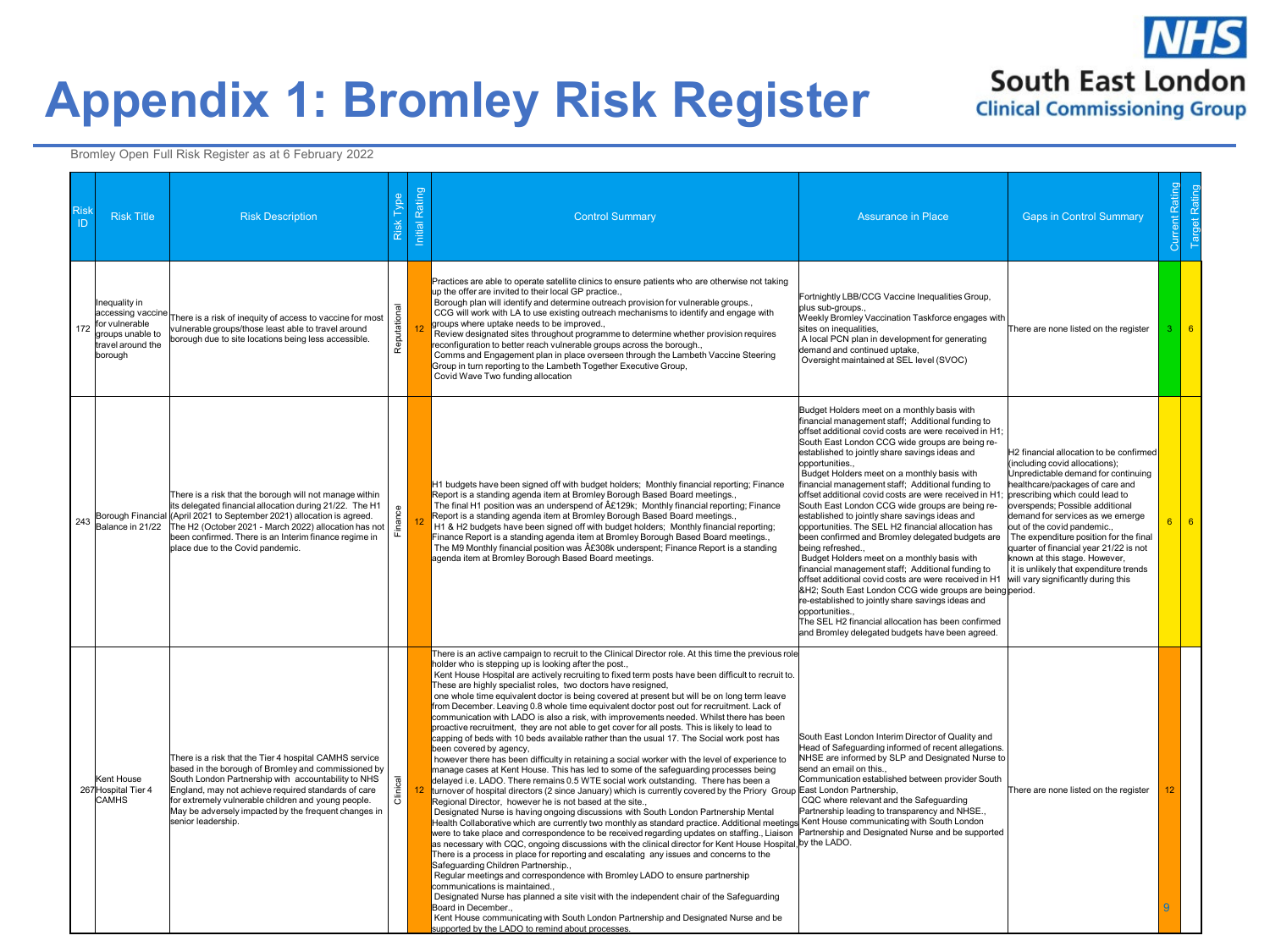# Appendix 1: Bromley Risk Register

Bromley Open Full Risk Register as at 6 February 2022

| Risk ID | Risk Title | Risk Description | Risk Type | Initial Rating | Control Summary | Assurance in Place | Gaps in Control Summary | Current Rating | Target Rating |
|---|---|---|---|---|---|---|---|---|---|
| 172 | Inequality in accessing vaccine for vulnerable groups unable to travel around the borough | There is a risk of inequity of access to vaccine for most vulnerable groups/those least able to travel around borough due to site locations being less accessible. | Reputational | 12 | Practices are able to operate satellite clinics to ensure patients who are otherwise not taking up the offer are invited to their local GP practice., Borough plan will identify and determine outreach provision for vulnerable groups., CCG will work with LA to use existing outreach mechanisms to identify and engage with groups where uptake needs to be improved., Review designated sites throughout programme to determine whether provision requires reconfiguration to better reach vulnerable groups across the borough., Comms and Engagement plan in place overseen through the Lambeth Vaccine Steering Group in turn reporting to the Lambeth Together Executive Group, Covid Wave Two funding allocation | Fortnightly LBB/CCG Vaccine Inequalities Group, plus sub-groups., Weekly Bromley Vaccination Taskforce engages with sites on inequalities, A local PCN plan in development for generating demand and continued uptake, Oversight maintained at SEL level (SVOC) | There are none listed on the register | 3 | 6 |
| 243 | Borough Financial Balance in 21/22 | There is a risk that the borough will not manage within its delegated financial allocation during 21/22. The H1 (April 2021 to September 2021) allocation is agreed. The H2 (October 2021 - March 2022) allocation has not been confirmed. There is an Interim finance regime in place due to the Covid pandemic. | Finance | 12 | H1 budgets have been signed off with budget holders; Monthly financial reporting; Finance Report is a standing agenda item at Bromley Borough Based Board meetings., The final H1 position was an underspend of Â£129k; Monthly financial reporting; Finance Report is a standing agenda item at Bromley Borough Based Board meetings., H1 & H2 budgets have been signed off with budget holders; Monthly financial reporting; Finance Report is a standing agenda item at Bromley Borough Based Board meetings., The M9 Monthly financial position was Â£308k underspent; Finance Report is a standing agenda item at Bromley Borough Based Board meetings. | Budget Holders meet on a monthly basis with financial management staff; Additional funding to offset additional covid costs are were received in H1; South East London CCG wide groups are being re-established to jointly share savings ideas and opportunities., Budget Holders meet on a monthly basis with financial management staff; Additional funding to offset additional covid costs are were received in H1; South East London CCG wide groups are being re-established to jointly share savings ideas and opportunities. The SEL H2 financial allocation has been confirmed and Bromley delegated budgets are being refreshed., Budget Holders meet on a monthly basis with financial management staff; Additional funding to offset additional covid costs are were received in H1 &H2; South East London CCG wide groups are being re-established to jointly share savings ideas and opportunities., The SEL H2 financial allocation has been confirmed and Bromley delegated budgets have been agreed. | H2 financial allocation to be confirmed (including covid allocations); Unpredictable demand for continuing healthcare/packages of care and prescribing which could lead to overspends; Possible additional demand for services as we emerge out of the covid pandemic., The expenditure position for the final quarter of financial year 21/22 is not known at this stage. However, it is unlikely that expenditure trends will vary significantly during this period. | 6 | 6 |
| 267 | Kent House Hospital Tier 4 CAMHS | There is a risk that the Tier 4 hospital CAMHS service based in the borough of Bromley and commissioned by South London Partnership with accountability to NHS England, may not achieve required standards of care for extremely vulnerable children and young people. May be adversely impacted by the frequent changes in senior leadership. | Clinical | 12 | There is an active campaign to recruit to the Clinical Director role. At this time the previous role holder who is stepping up is looking after the post., Kent House Hospital are actively recruiting to fixed term posts have been difficult to recruit to. These are highly specialist roles, two doctors have resigned, one whole time equivalent doctor is being covered at present but will be on long term leave from December. Leaving 0.8 whole time equivalent doctor post out for recruitment. Lack of communication with LADO is also a risk, with improvements needed. Whilst there has been proactive recruitment, they are not able to get cover for all posts. This is likely to lead to capping of beds with 10 beds available rather than the usual 17. The Social work post has been covered by agency, however there has been difficulty in retaining a social worker with the level of experience to manage cases at Kent House. This has led to some of the safeguarding processes being delayed i.e. LADO. There remains 0.5 WTE social work outstanding. There has been a turnover of hospital directors (2 since January) which is currently covered by the Priory Group Regional Director, however he is not based at the site., Designated Nurse is having ongoing discussions with South London Partnership Mental Health Collaborative which are currently two monthly as standard practice. Additional meetings were to take place and correspondence to be received regarding updates on staffing., Liaison as necessary with CQC, ongoing discussions with the clinical director for Kent House Hospital, There is a process in place for reporting and escalating any issues and concerns to the Safeguarding Children Partnership., Regular meetings and correspondence with Bromley LADO to ensure partnership communications is maintained., Designated Nurse has planned a site visit with the independent chair of the Safeguarding Board in December., Kent House communicating with South London Partnership and Designated Nurse and be supported by the LADO to remind about processes. | South East London Interim Director of Quality and Head of Safeguarding informed of recent allegations. NHSE are informed by SLP and Designated Nurse to send an email on this., Communication established between provider South East London Partnership, CQC where relevant and the Safeguarding Partnership leading to transparency and NHSE., Kent House communicating with South London Partnership and Designated Nurse and be supported by the LADO. | There are none listed on the register | 12 | 9 |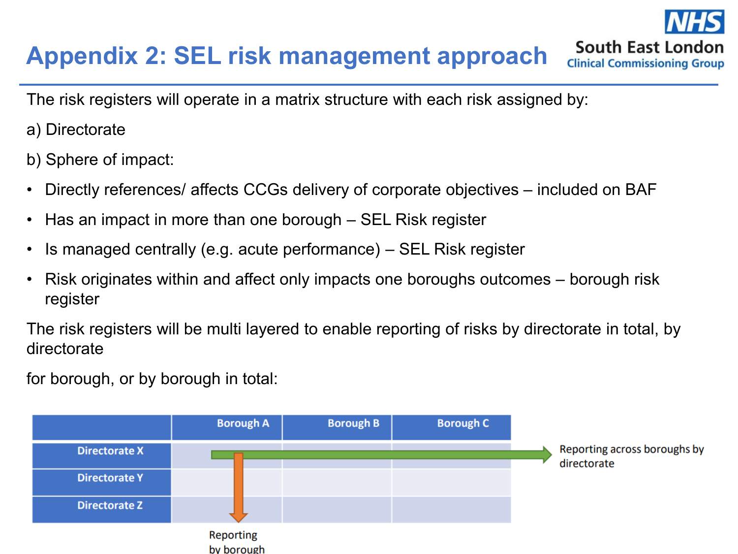# Appendix 2: SEL risk management approach

The risk registers will operate in a matrix structure with each risk assigned by:

a) Directorate

b) Sphere of impact:

- Directly references/ affects CCGs delivery of corporate objectives – included on BAF
- Has an impact in more than one borough – SEL Risk register
- Is managed centrally (e.g. acute performance) – SEL Risk register
- Risk originates within and affect only impacts one boroughs outcomes – borough risk register

The risk registers will be multi layered to enable reporting of risks by directorate in total, by directorate

for borough, or by borough in total:

| | Borough A | Borough B | Borough C |
|---|---|---|---|
| Directorate X | | | |
| Directorate Y | | | |
| Directorate Z | | | |

Reporting across boroughs by directorate

Reporting by borough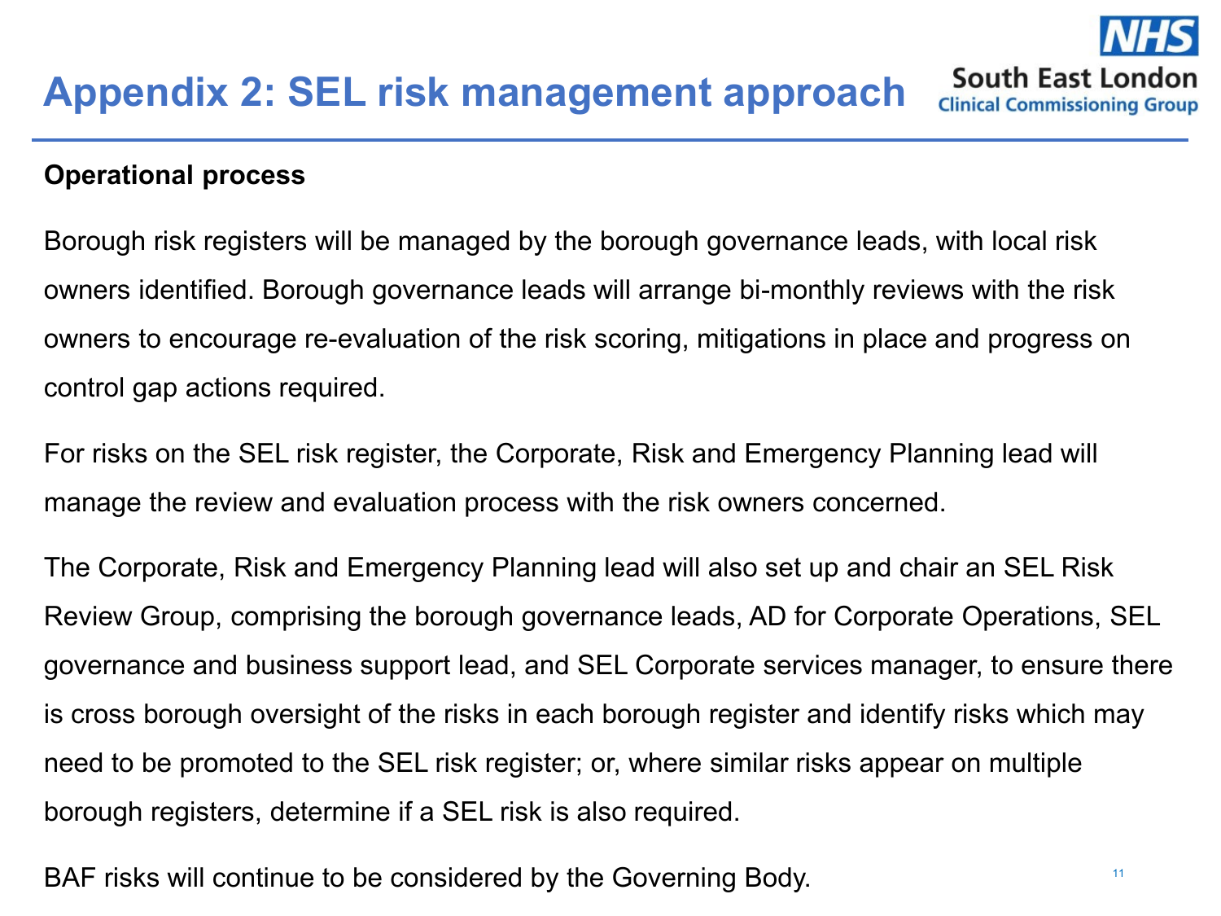# Appendix 2: SEL risk management approach

**Operational process**

Borough risk registers will be managed by the borough governance leads, with local risk owners identified. Borough governance leads will arrange bi-monthly reviews with the risk owners to encourage re-evaluation of the risk scoring, mitigations in place and progress on control gap actions required.

For risks on the SEL risk register, the Corporate, Risk and Emergency Planning lead will manage the review and evaluation process with the risk owners concerned.

The Corporate, Risk and Emergency Planning lead will also set up and chair an SEL Risk Review Group, comprising the borough governance leads, AD for Corporate Operations, SEL governance and business support lead, and SEL Corporate services manager, to ensure there is cross borough oversight of the risks in each borough register and identify risks which may need to be promoted to the SEL risk register; or, where similar risks appear on multiple borough registers, determine if a SEL risk is also required.

BAF risks will continue to be considered by the Governing Body.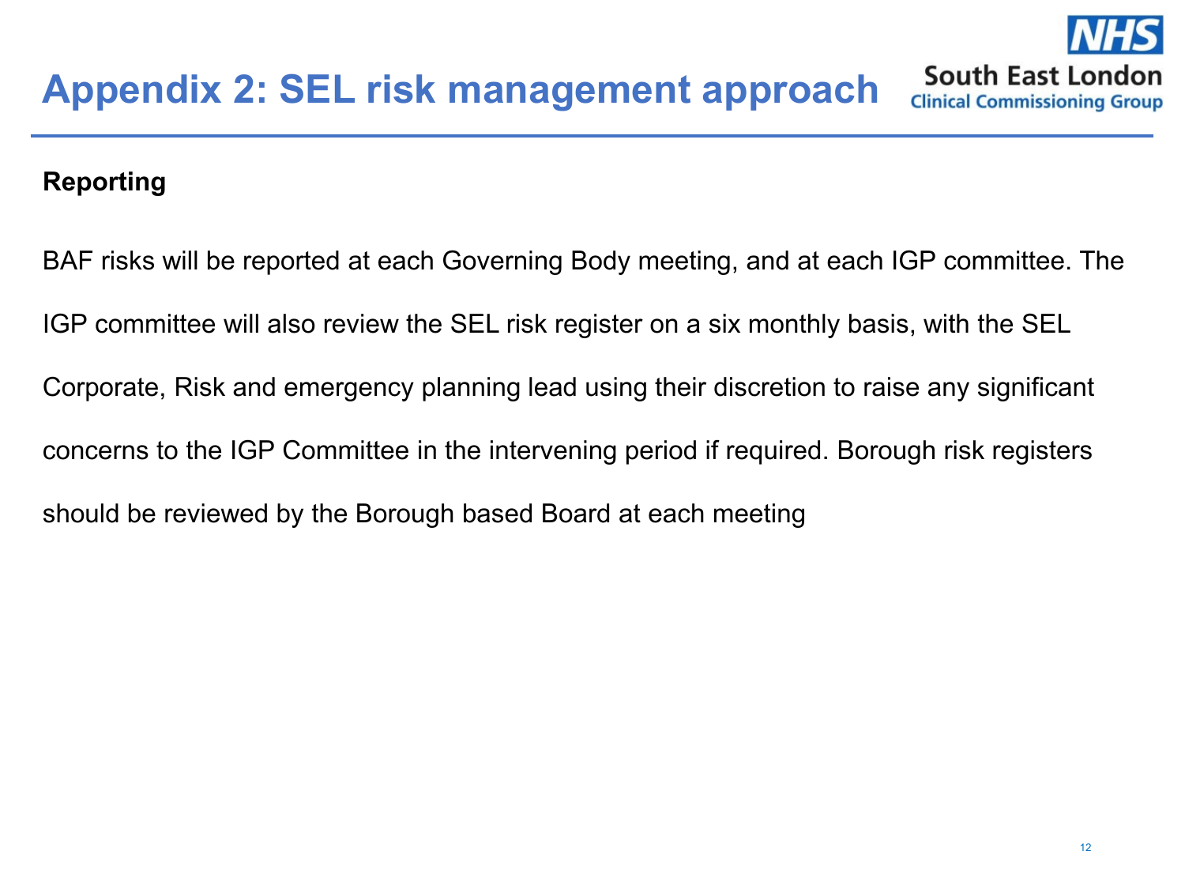# Appendix 2: SEL risk management approach

**Reporting**

BAF risks will be reported at each Governing Body meeting, and at each IGP committee. The IGP committee will also review the SEL risk register on a six monthly basis, with the SEL Corporate, Risk and emergency planning lead using their discretion to raise any significant concerns to the IGP Committee in the intervening period if required. Borough risk registers should be reviewed by the Borough based Board at each meeting